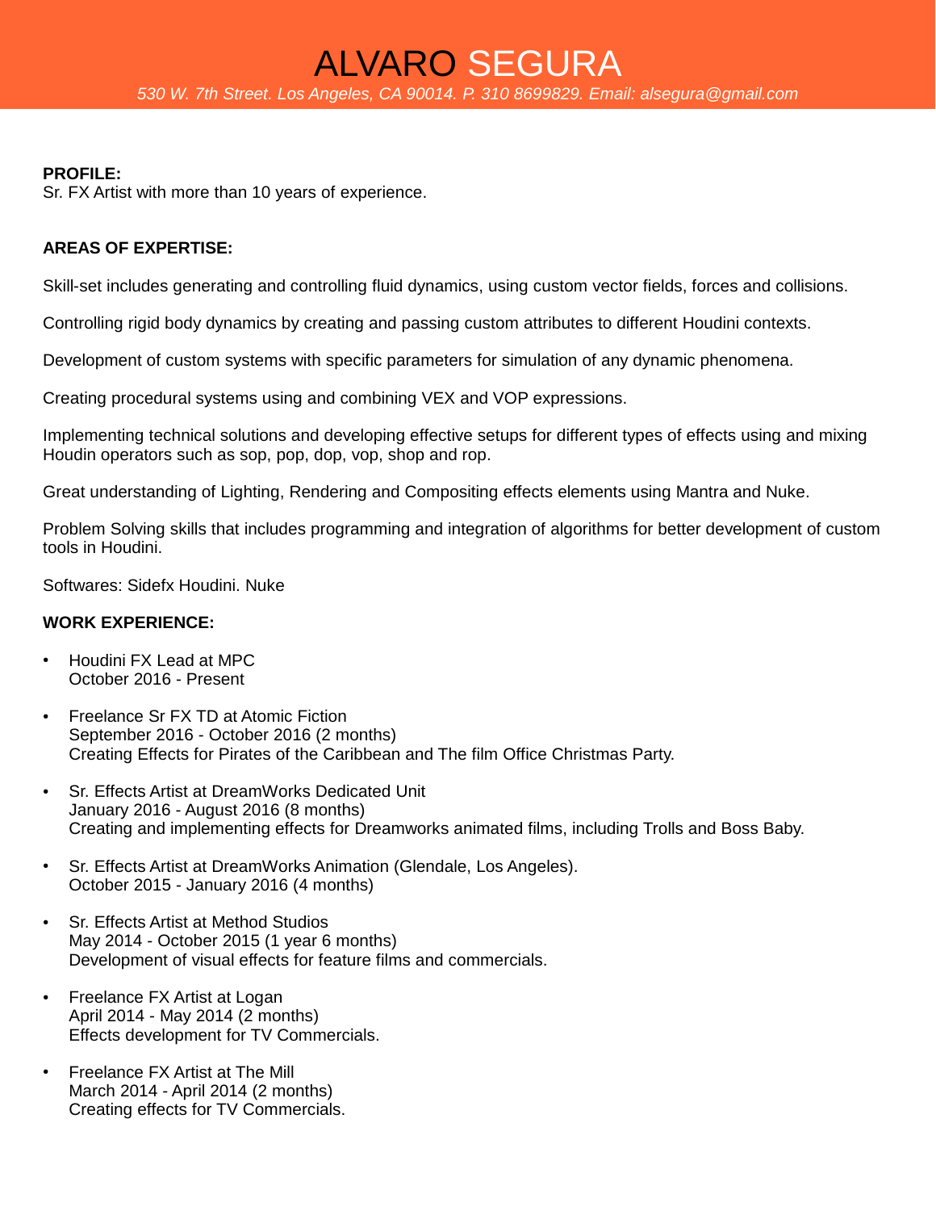# ALVARO SEGURA

*530 W. 7th Street. Los Angeles, CA 90014. P. 310 8699829. Email: alsegura@gmail.com*

**PROFILE:**
Sr. FX Artist with more than 10 years of experience.

**AREAS OF EXPERTISE:**

Skill-set includes generating and controlling fluid dynamics, using custom vector fields, forces and collisions.

Controlling rigid body dynamics by creating and passing custom attributes to different Houdini contexts.

Development of custom systems with specific parameters for simulation of any dynamic phenomena.

Creating procedural systems using and combining VEX and VOP expressions.

Implementing technical solutions and developing effective setups for different types of effects using and mixing Houdin operators such as sop, pop, dop, vop, shop and rop.

Great understanding of Lighting, Rendering and Compositing effects elements using Mantra and Nuke.

Problem Solving skills that includes programming and integration of algorithms for better development of custom tools in Houdini.

Softwares: Sidefx Houdini. Nuke

**WORK EXPERIENCE:**

- Houdini FX Lead at MPC
  October 2016 - Present

- Freelance Sr FX TD at Atomic Fiction
  September 2016 - October 2016 (2 months)
  Creating Effects for Pirates of the Caribbean and The film Office Christmas Party.

- Sr. Effects Artist at DreamWorks Dedicated Unit
  January 2016 - August 2016 (8 months)
  Creating and implementing effects for Dreamworks animated films, including Trolls and Boss Baby.

- Sr. Effects Artist at DreamWorks Animation (Glendale, Los Angeles).
  October 2015 - January 2016 (4 months)

- Sr. Effects Artist at Method Studios
  May 2014 - October 2015 (1 year 6 months)
  Development of visual effects for feature films and commercials.

- Freelance FX Artist at Logan
  April 2014 - May 2014 (2 months)
  Effects development for TV Commercials.

- Freelance FX Artist at The Mill
  March 2014 - April 2014 (2 months)
  Creating effects for TV Commercials.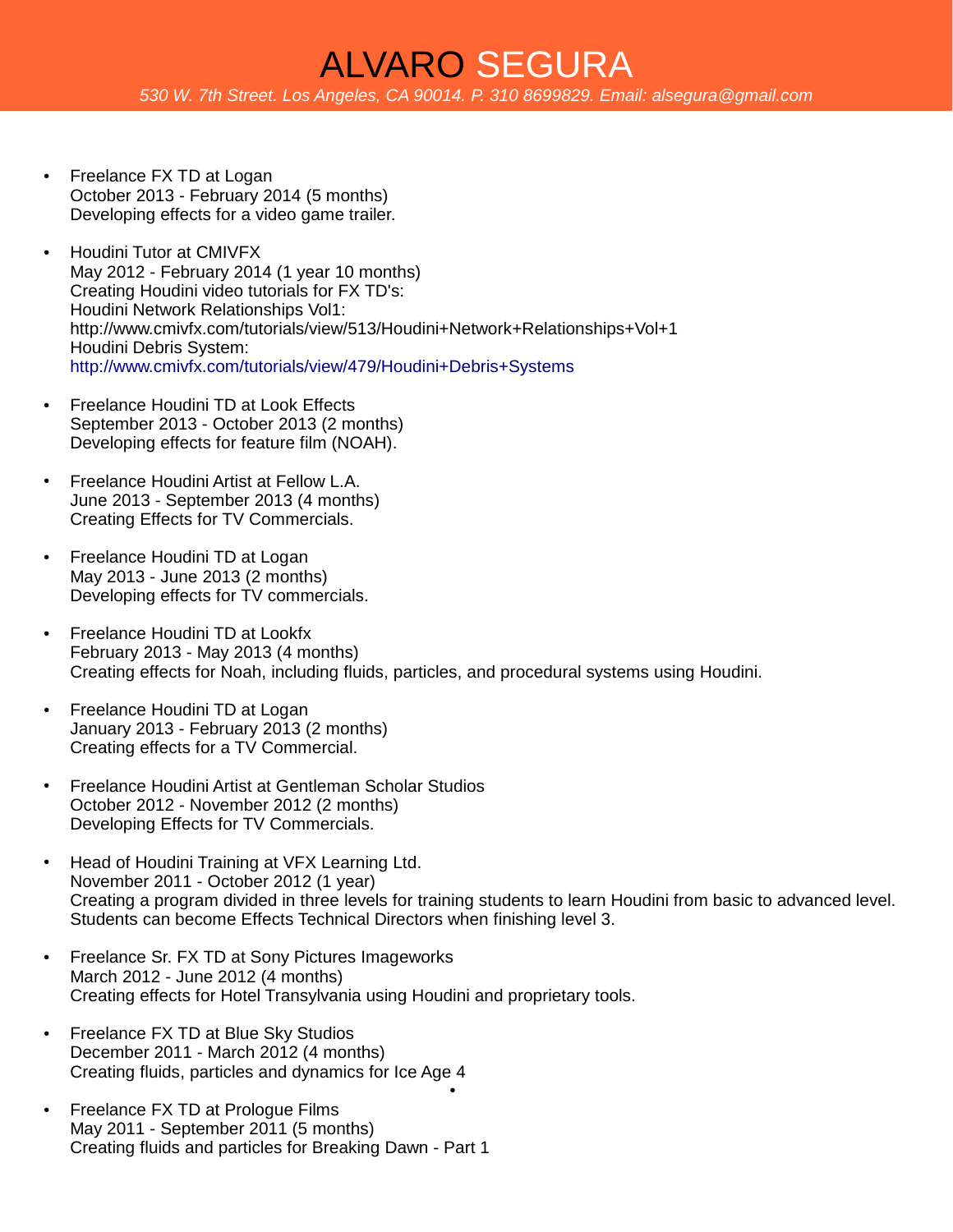# ALVARO SEGURA

*530 W. 7th Street. Los Angeles, CA 90014. P. 310 8699829. Email: alsegura@gmail.com*

- Freelance FX TD at Logan
  October 2013 - February 2014 (5 months)
  Developing effects for a video game trailer.

- Houdini Tutor at CMIVFX
  May 2012 - February 2014 (1 year 10 months)
  Creating Houdini video tutorials for FX TD's:
  Houdini Network Relationships Vol1:
  http://www.cmivfx.com/tutorials/view/513/Houdini+Network+Relationships+Vol+1
  Houdini Debris System:
  http://www.cmivfx.com/tutorials/view/479/Houdini+Debris+Systems

- Freelance Houdini TD at Look Effects
  September 2013 - October 2013 (2 months)
  Developing effects for feature film (NOAH).

- Freelance Houdini Artist at Fellow L.A.
  June 2013 - September 2013 (4 months)
  Creating Effects for TV Commercials.

- Freelance Houdini TD at Logan
  May 2013 - June 2013 (2 months)
  Developing effects for TV commercials.

- Freelance Houdini TD at Lookfx
  February 2013 - May 2013 (4 months)
  Creating effects for Noah, including fluids, particles, and procedural systems using Houdini.

- Freelance Houdini TD at Logan
  January 2013 - February 2013 (2 months)
  Creating effects for a TV Commercial.

- Freelance Houdini Artist at Gentleman Scholar Studios
  October 2012 - November 2012 (2 months)
  Developing Effects for TV Commercials.

- Head of Houdini Training at VFX Learning Ltd.
  November 2011 - October 2012 (1 year)
  Creating a program divided in three levels for training students to learn Houdini from basic to advanced level. Students can become Effects Technical Directors when finishing level 3.

- Freelance Sr. FX TD at Sony Pictures Imageworks
  March 2012 - June 2012 (4 months)
  Creating effects for Hotel Transylvania using Houdini and proprietary tools.

- Freelance FX TD at Blue Sky Studios
  December 2011 - March 2012 (4 months)
  Creating fluids, particles and dynamics for Ice Age 4

- Freelance FX TD at Prologue Films
  May 2011 - September 2011 (5 months)
  Creating fluids and particles for Breaking Dawn - Part 1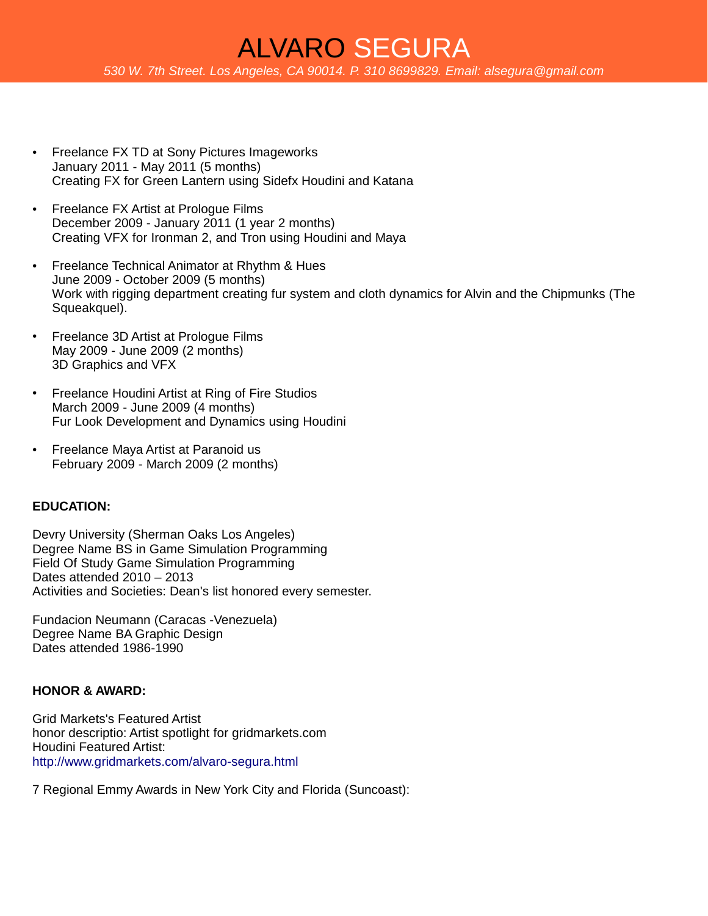# ALVARO SEGURA

*530 W. 7th Street. Los Angeles, CA 90014. P. 310 8699829. Email: alsegura@gmail.com*

- Freelance FX TD at Sony Pictures Imageworks
  January 2011 - May 2011 (5 months)
  Creating FX for Green Lantern using Sidefx Houdini and Katana

- Freelance FX Artist at Prologue Films
  December 2009 - January 2011 (1 year 2 months)
  Creating VFX for Ironman 2, and Tron using Houdini and Maya

- Freelance Technical Animator at Rhythm & Hues
  June 2009 - October 2009 (5 months)
  Work with rigging department creating fur system and cloth dynamics for Alvin and the Chipmunks (The Squeakquel).

- Freelance 3D Artist at Prologue Films
  May 2009 - June 2009 (2 months)
  3D Graphics and VFX

- Freelance Houdini Artist at Ring of Fire Studios
  March 2009 - June 2009 (4 months)
  Fur Look Development and Dynamics using Houdini

- Freelance Maya Artist at Paranoid us
  February 2009 - March 2009 (2 months)

**EDUCATION:**

Devry University (Sherman Oaks Los Angeles)
Degree Name BS in Game Simulation Programming
Field Of Study Game Simulation Programming
Dates attended 2010 – 2013
Activities and Societies: Dean's list honored every semester.

Fundacion Neumann (Caracas -Venezuela)
Degree Name BA Graphic Design
Dates attended 1986-1990

**HONOR & AWARD:**

Grid Markets's Featured Artist
honor descriptio: Artist spotlight for gridmarkets.com
Houdini Featured Artist:
http://www.gridmarkets.com/alvaro-segura.html

7 Regional Emmy Awards in New York City and Florida (Suncoast):